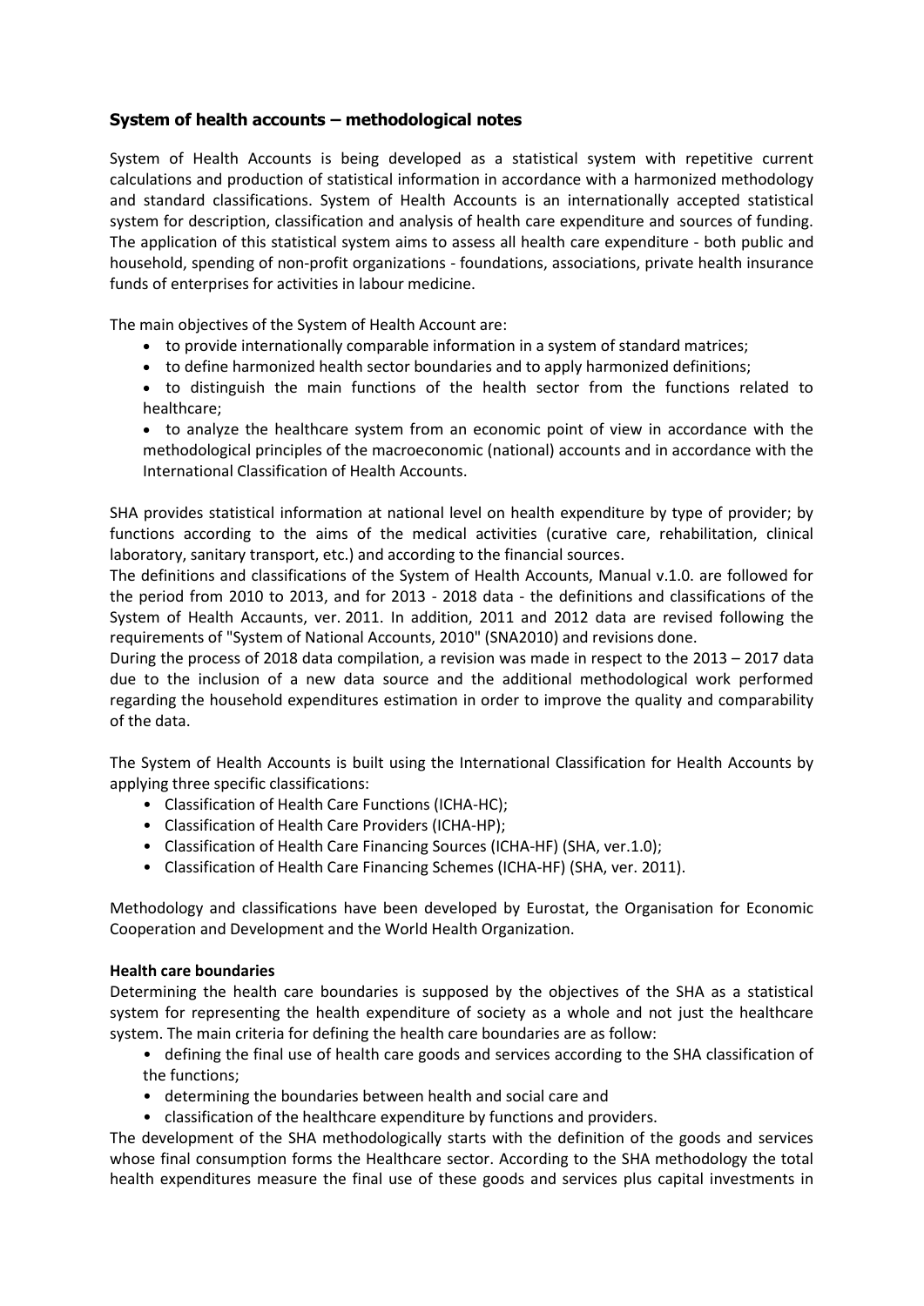## System of health accounts – methodological notes

System of Health Accounts is being developed as a statistical system with repetitive current calculations and production of statistical information in accordance with a harmonized methodology and standard classifications. System of Health Accounts is an internationally accepted statistical system for description, classification and analysis of health care expenditure and sources of funding. The application of this statistical system aims to assess all health care expenditure - both public and household, spending of non-profit organizations - foundations, associations, private health insurance funds of enterprises for activities in labour medicine.

The main objectives of the System of Health Account are:

- to provide internationally comparable information in a system of standard matrices;
- to define harmonized health sector boundaries and to apply harmonized definitions;
- to distinguish the main functions of the health sector from the functions related to healthcare;
- to analyze the healthcare system from an economic point of view in accordance with the methodological principles of the macroeconomic (national) accounts and in accordance with the International Classification of Health Accounts.

SHA provides statistical information at national level on health expenditure by type of provider; by functions according to the aims of the medical activities (curative care, rehabilitation, clinical laboratory, sanitary transport, etc.) and according to the financial sources.

The definitions and classifications of the System of Health Accounts, Manual v.1.0. are followed for the period from 2010 to 2013, and for 2013 - 2018 data - the definitions and classifications of the System of Health Acaunts, ver. 2011. In addition, 2011 and 2012 data are revised following the requirements of "System of National Accounts, 2010" (SNA2010) and revisions done.

During the process of 2018 data compilation, a revision was made in respect to the 2013 – 2017 data due to the inclusion of a new data source and the additional methodological work performed regarding the household expenditures estimation in order to improve the quality and comparability of the data.

The System of Health Accounts is built using the International Classification for Health Accounts by applying three specific classifications:

- Classification of Health Care Functions (ICHA-HC);
- Classification of Health Care Providers (ICHA-HP);
- Classification of Health Care Financing Sources (ICHA-HF) (SHA, ver.1.0);
- Classification of Health Care Financing Schemes (ICHA-HF) (SHA, ver. 2011).

Methodology and classifications have been developed by Eurostat, the Organisation for Economic Cooperation and Development and the World Health Organization.

**Health care boundaries**

Determining the health care boundaries is supposed by the objectives of the SHA as a statistical system for representing the health expenditure of society as a whole and not just the healthcare system. The main criteria for defining the health care boundaries are as follow:

- defining the final use of health care goods and services according to the SHA classification of the functions;
- determining the boundaries between health and social care and
- classification of the healthcare expenditure by functions and providers.

The development of the SHA methodologically starts with the definition of the goods and services whose final consumption forms the Healthcare sector. According to the SHA methodology the total health expenditures measure the final use of these goods and services plus capital investments in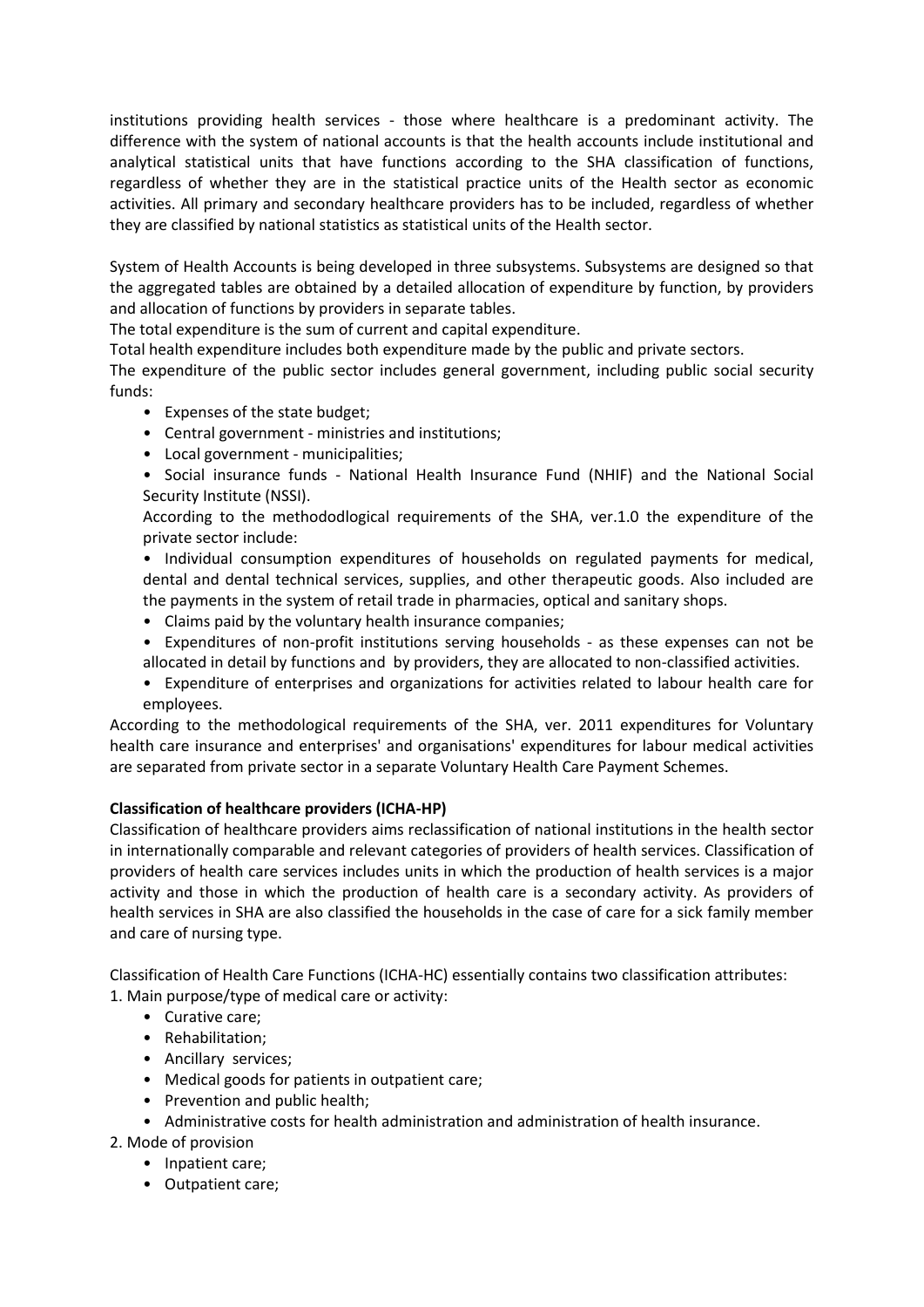institutions providing health services - those where healthcare is a predominant activity. The difference with the system of national accounts is that the health accounts include institutional and analytical statistical units that have functions according to the SHA classification of functions, regardless of whether they are in the statistical practice units of the Health sector as economic activities. All primary and secondary healthcare providers has to be included, regardless of whether they are classified by national statistics as statistical units of the Health sector.

System of Health Accounts is being developed in three subsystems. Subsystems are designed so that the aggregated tables are obtained by a detailed allocation of expenditure by function, by providers and allocation of functions by providers in separate tables.

The total expenditure is the sum of current and capital expenditure.

Total health expenditure includes both expenditure made by the public and private sectors.

The expenditure of the public sector includes general government, including public social security funds:

- Expenses of the state budget;
- Central government - ministries and institutions;
- Local government - municipalities;
- Social insurance funds - National Health Insurance Fund (NHIF) and the National Social Security Institute (NSSI).

According to the methododlogical requirements of the SHA, ver.1.0 the expenditure of the private sector include:

- Individual consumption expenditures of households on regulated payments for medical, dental and dental technical services, supplies, and other therapeutic goods. Also included are the payments in the system of retail trade in pharmacies, optical and sanitary shops.
- Claims paid by the voluntary health insurance companies;
- Expenditures of non-profit institutions serving households - as these expenses can not be allocated in detail by functions and by providers, they are allocated to non-classified activities.
- Expenditure of enterprises and organizations for activities related to labour health care for employees.

According to the methodological requirements of the SHA, ver. 2011 expenditures for Voluntary health care insurance and enterprises' and organisations' expenditures for labour medical activities are separated from private sector in a separate Voluntary Health Care Payment Schemes.

**Classification of healthcare providers (ICHA-HP)**

Classification of healthcare providers aims reclassification of national institutions in the health sector in internationally comparable and relevant categories of providers of health services. Classification of providers of health care services includes units in which the production of health services is a major activity and those in which the production of health care is a secondary activity. As providers of health services in SHA are also classified the households in the case of care for a sick family member and care of nursing type.

Classification of Health Care Functions (ICHA-HC) essentially contains two classification attributes:

1. Main purpose/type of medical care or activity:
   - Curative care;
   - Rehabilitation;
   - Ancillary services;
   - Medical goods for patients in outpatient care;
   - Prevention and public health;
   - Administrative costs for health administration and administration of health insurance.
2. Mode of provision
   - Inpatient care;
   - Outpatient care;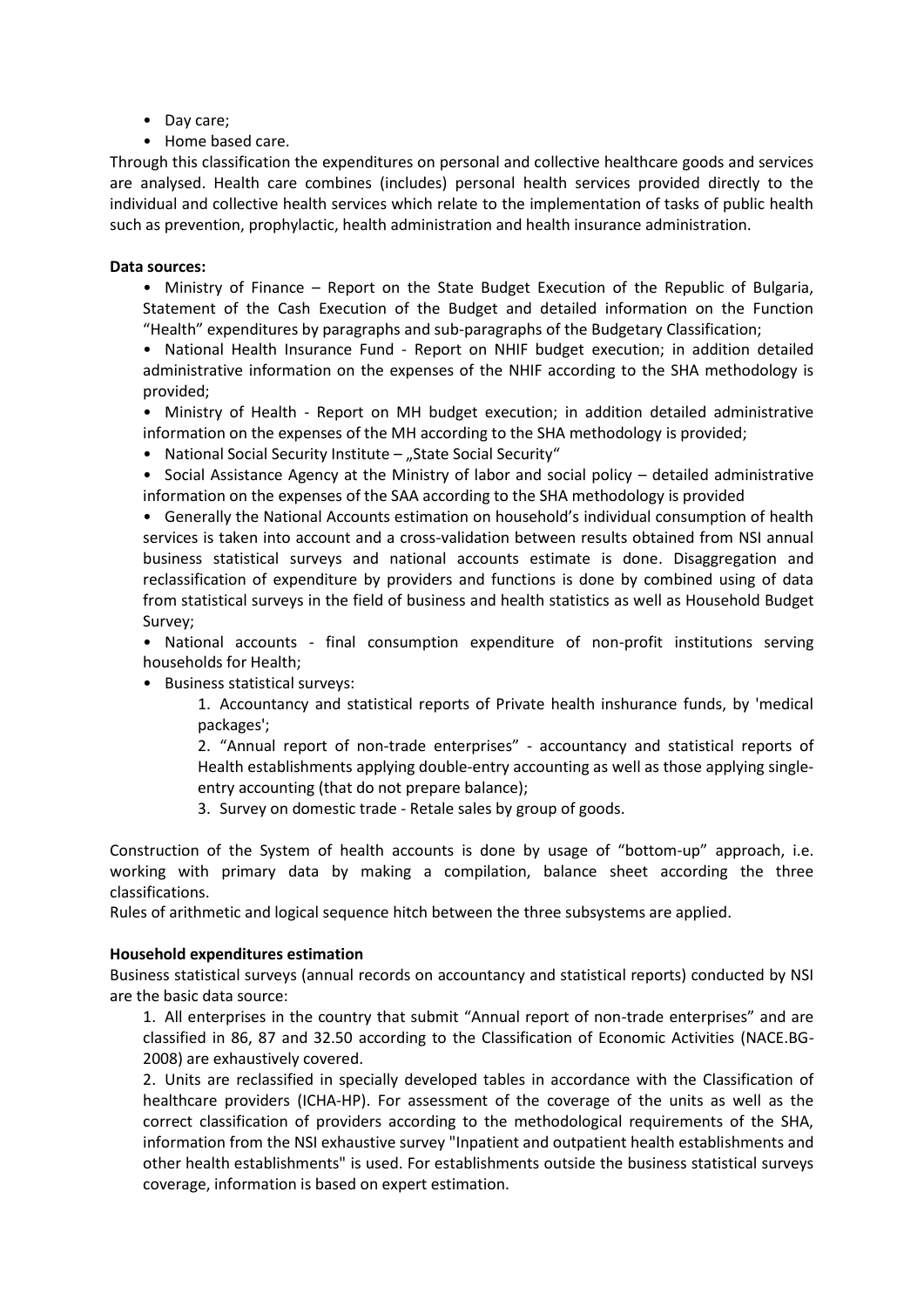- Day care;
- Home based care.

Through this classification the expenditures on personal and collective healthcare goods and services are analysed. Health care combines (includes) personal health services provided directly to the individual and collective health services which relate to the implementation of tasks of public health such as prevention, prophylactic, health administration and health insurance administration.

**Data sources:**

- Ministry of Finance – Report on the State Budget Execution of the Republic of Bulgaria, Statement of the Cash Execution of the Budget and detailed information on the Function "Health" expenditures by paragraphs and sub-paragraphs of the Budgetary Classification;
- National Health Insurance Fund - Report on NHIF budget execution; in addition detailed administrative information on the expenses of the NHIF according to the SHA methodology is provided;
- Ministry of Health - Report on MH budget execution; in addition detailed administrative information on the expenses of the MH according to the SHA methodology is provided;
- National Social Security Institute – „State Social Security"
- Social Assistance Agency at the Ministry of labor and social policy – detailed administrative information on the expenses of the SAA according to the SHA methodology is provided
- Generally the National Accounts estimation on household's individual consumption of health services is taken into account and a cross-validation between results obtained from NSI annual business statistical surveys and national accounts estimate is done. Disaggregation and reclassification of expenditure by providers and functions is done by combined using of data from statistical surveys in the field of business and health statistics as well as Household Budget Survey;
- National accounts - final consumption expenditure of non-profit institutions serving households for Health;
- Business statistical surveys:
    1. Accountancy and statistical reports of Private health inshurance funds, by 'medical packages';
    2. "Annual report of non-trade enterprises" - accountancy and statistical reports of Health establishments applying double-entry accounting as well as those applying single-entry accounting (that do not prepare balance);
    3. Survey on domestic trade - Retale sales by group of goods.

Construction of the System of health accounts is done by usage of "bottom-up" approach, i.e. working with primary data by making a compilation, balance sheet according the three classifications.

Rules of arithmetic and logical sequence hitch between the three subsystems are applied.

**Household expenditures estimation**

Business statistical surveys (annual records on accountancy and statistical reports) conducted by NSI are the basic data source:

1. All enterprises in the country that submit "Annual report of non-trade enterprises" and are classified in 86, 87 and 32.50 according to the Classification of Economic Activities (NACE.BG-2008) are exhaustively covered.
2. Units are reclassified in specially developed tables in accordance with the Classification of healthcare providers (ICHA-HP). For assessment of the coverage of the units as well as the correct classification of providers according to the methodological requirements of the SHA, information from the NSI exhaustive survey "Inpatient and outpatient health establishments and other health establishments" is used. For establishments outside the business statistical surveys coverage, information is based on expert estimation.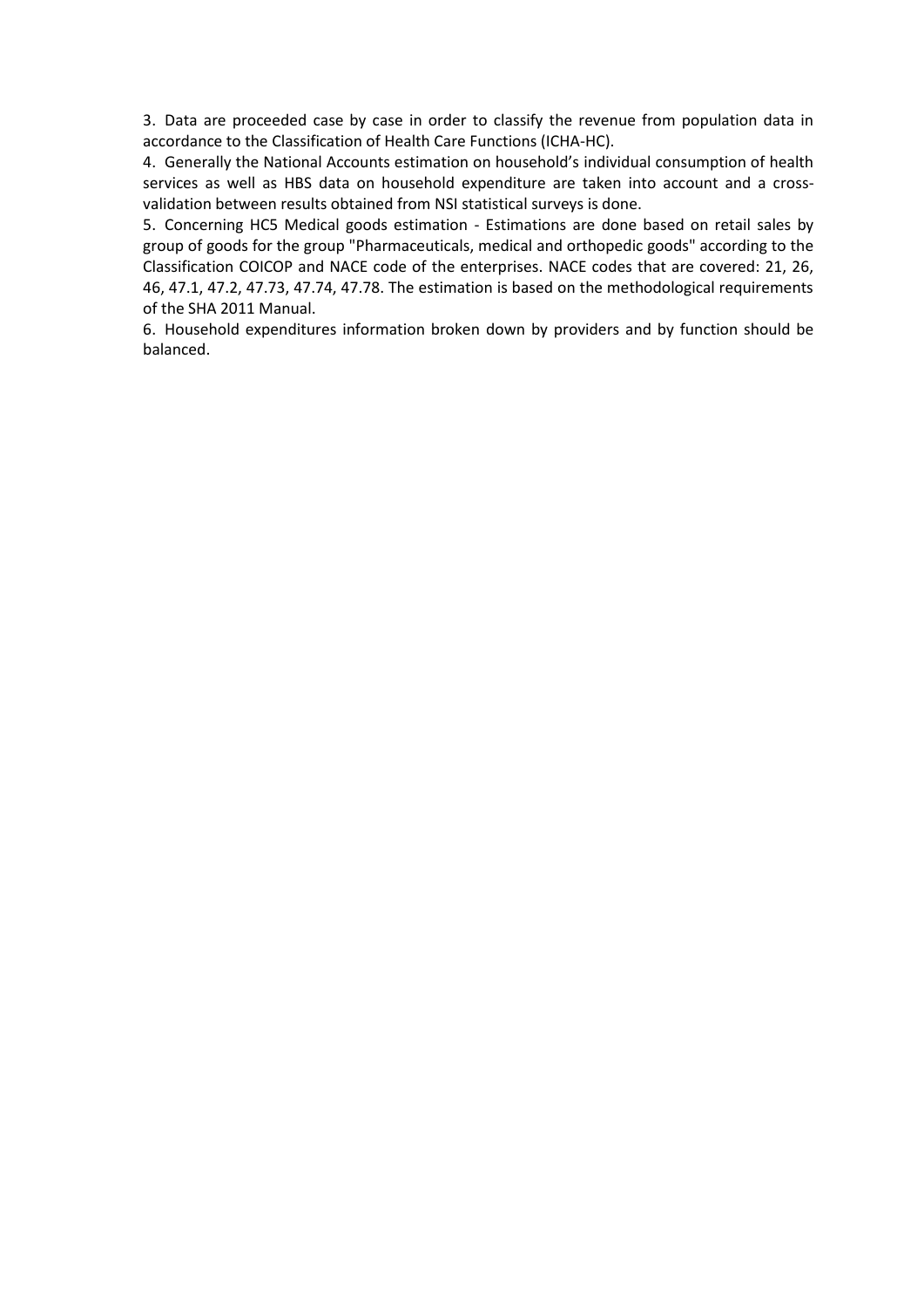3. Data are proceeded case by case in order to classify the revenue from population data in accordance to the Classification of Health Care Functions (ICHA-HC).

4. Generally the National Accounts estimation on household's individual consumption of health services as well as HBS data on household expenditure are taken into account and a cross-validation between results obtained from NSI statistical surveys is done.

5. Concerning HC5 Medical goods estimation - Estimations are done based on retail sales by group of goods for the group "Pharmaceuticals, medical and orthopedic goods" according to the Classification COICOP and NACE code of the enterprises. NACE codes that are covered: 21, 26, 46, 47.1, 47.2, 47.73, 47.74, 47.78. The estimation is based on the methodological requirements of the SHA 2011 Manual.

6. Household expenditures information broken down by providers and by function should be balanced.